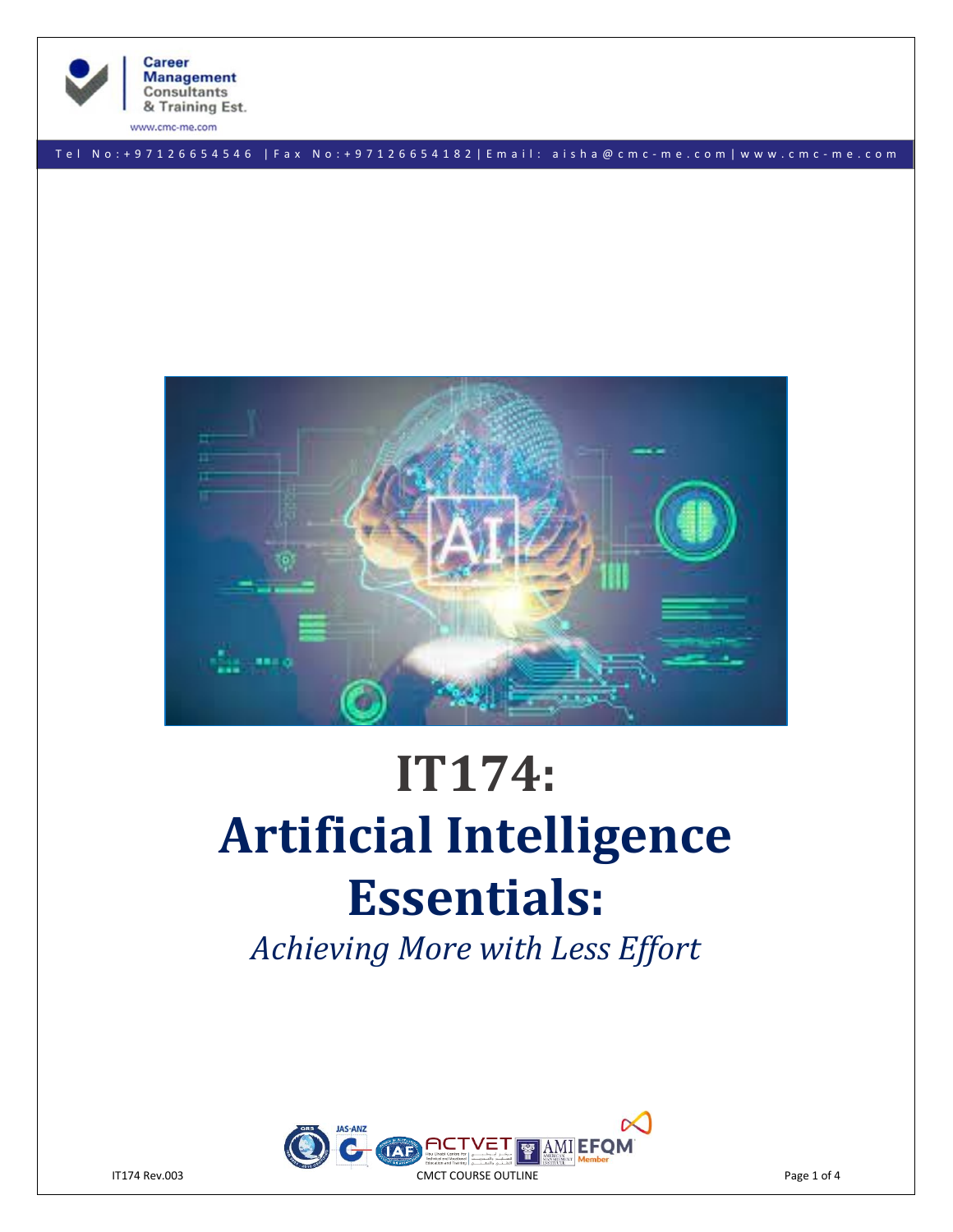Career Management Consultants & Training Est.

www.cmc-me.com

Tel No:+97126654546 | Fax No:+97126654182 | Email: aisha@cmc-me.com | www.cmc-me.com

# IT174: Artificial Intelligence Essentials:

*Achieving More with Less Effort*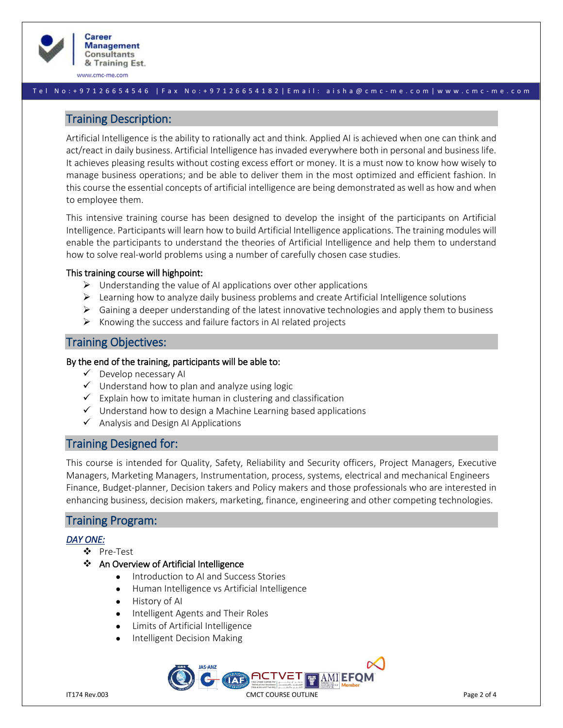## Training Description:

Artificial Intelligence is the ability to rationally act and think. Applied AI is achieved when one can think and act/react in daily business. Artificial Intelligence has invaded everywhere both in personal and business life. It achieves pleasing results without costing excess effort or money. It is a must now to know how wisely to manage business operations; and be able to deliver them in the most optimized and efficient fashion. In this course the essential concepts of artificial intelligence are being demonstrated as well as how and when to employee them.

This intensive training course has been designed to develop the insight of the participants on Artificial Intelligence. Participants will learn how to build Artificial Intelligence applications. The training modules will enable the participants to understand the theories of Artificial Intelligence and help them to understand how to solve real-world problems using a number of carefully chosen case studies.

**This training course will highpoint:**

- Understanding the value of AI applications over other applications
- Learning how to analyze daily business problems and create Artificial Intelligence solutions
- Gaining a deeper understanding of the latest innovative technologies and apply them to business
- Knowing the success and failure factors in AI related projects

## Training Objectives:

**By the end of the training, participants will be able to:**

- ✓ Develop necessary AI
- ✓ Understand how to plan and analyze using logic
- ✓ Explain how to imitate human in clustering and classification
- ✓ Understand how to design a Machine Learning based applications
- ✓ Analysis and Design AI Applications

## Training Designed for:

This course is intended for Quality, Safety, Reliability and Security officers, Project Managers, Executive Managers, Marketing Managers, Instrumentation, process, systems, electrical and mechanical Engineers Finance, Budget-planner, Decision takers and Policy makers and those professionals who are interested in enhancing business, decision makers, marketing, finance, engineering and other competing technologies.

## Training Program:

### *DAY ONE:*

- Pre-Test
- An Overview of Artificial Intelligence
  - Introduction to AI and Success Stories
  - Human Intelligence vs Artificial Intelligence
  - History of AI
  - Intelligent Agents and Their Roles
  - Limits of Artificial Intelligence
  - Intelligent Decision Making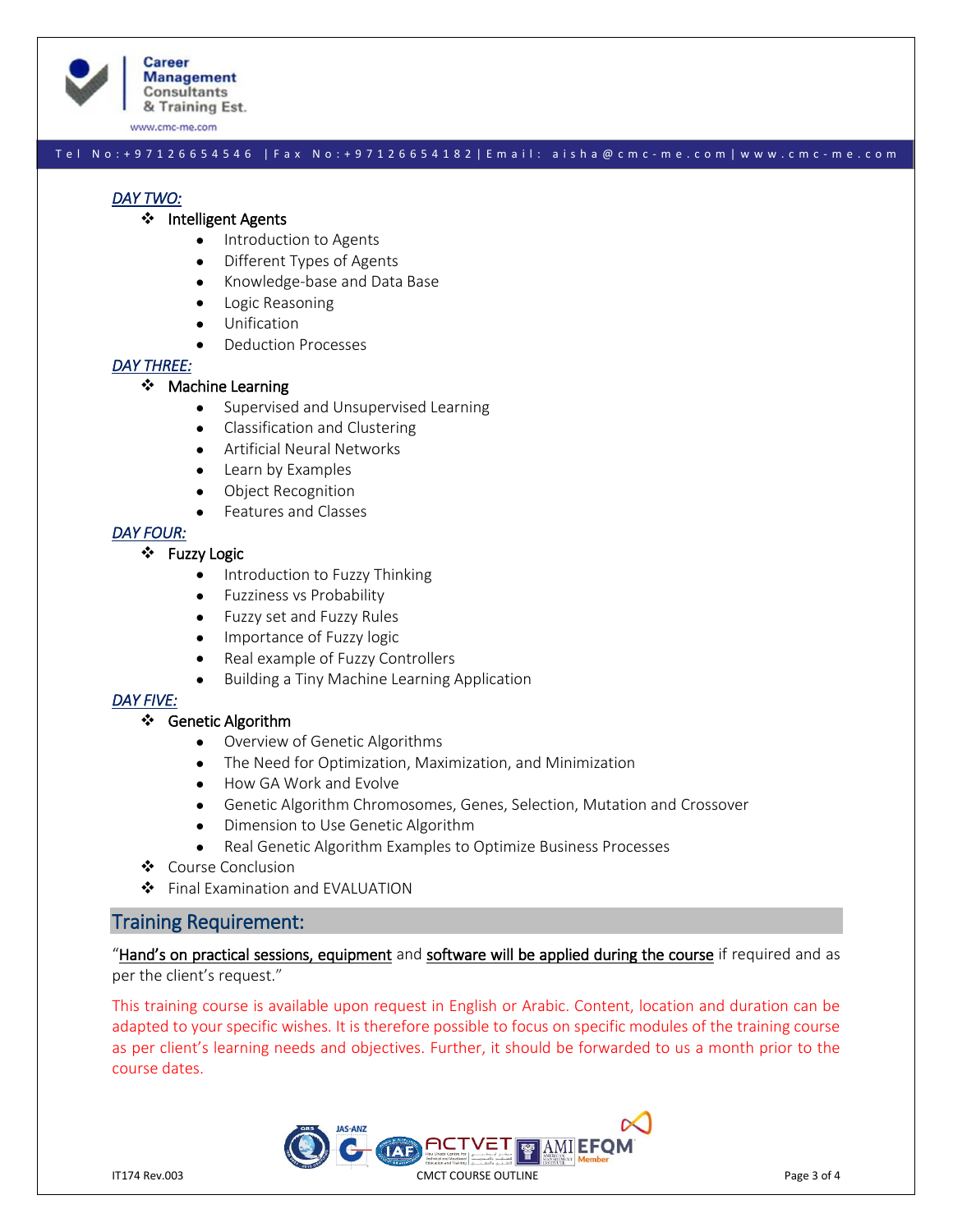*DAY TWO:*

- Intelligent Agents
  - Introduction to Agents
  - Different Types of Agents
  - Knowledge-base and Data Base
  - Logic Reasoning
  - Unification
  - Deduction Processes

*DAY THREE:*

- Machine Learning
  - Supervised and Unsupervised Learning
  - Classification and Clustering
  - Artificial Neural Networks
  - Learn by Examples
  - Object Recognition
  - Features and Classes

*DAY FOUR:*

- Fuzzy Logic
  - Introduction to Fuzzy Thinking
  - Fuzziness vs Probability
  - Fuzzy set and Fuzzy Rules
  - Importance of Fuzzy logic
  - Real example of Fuzzy Controllers
  - Building a Tiny Machine Learning Application

*DAY FIVE:*

- Genetic Algorithm
  - Overview of Genetic Algorithms
  - The Need for Optimization, Maximization, and Minimization
  - How GA Work and Evolve
  - Genetic Algorithm Chromosomes, Genes, Selection, Mutation and Crossover
  - Dimension to Use Genetic Algorithm
  - Real Genetic Algorithm Examples to Optimize Business Processes
- Course Conclusion
- Final Examination and EVALUATION

## Training Requirement:

"Hand's on practical sessions, equipment and software will be applied during the course if required and as per the client's request."

This training course is available upon request in English or Arabic. Content, location and duration can be adapted to your specific wishes. It is therefore possible to focus on specific modules of the training course as per client's learning needs and objectives. Further, it should be forwarded to us a month prior to the course dates.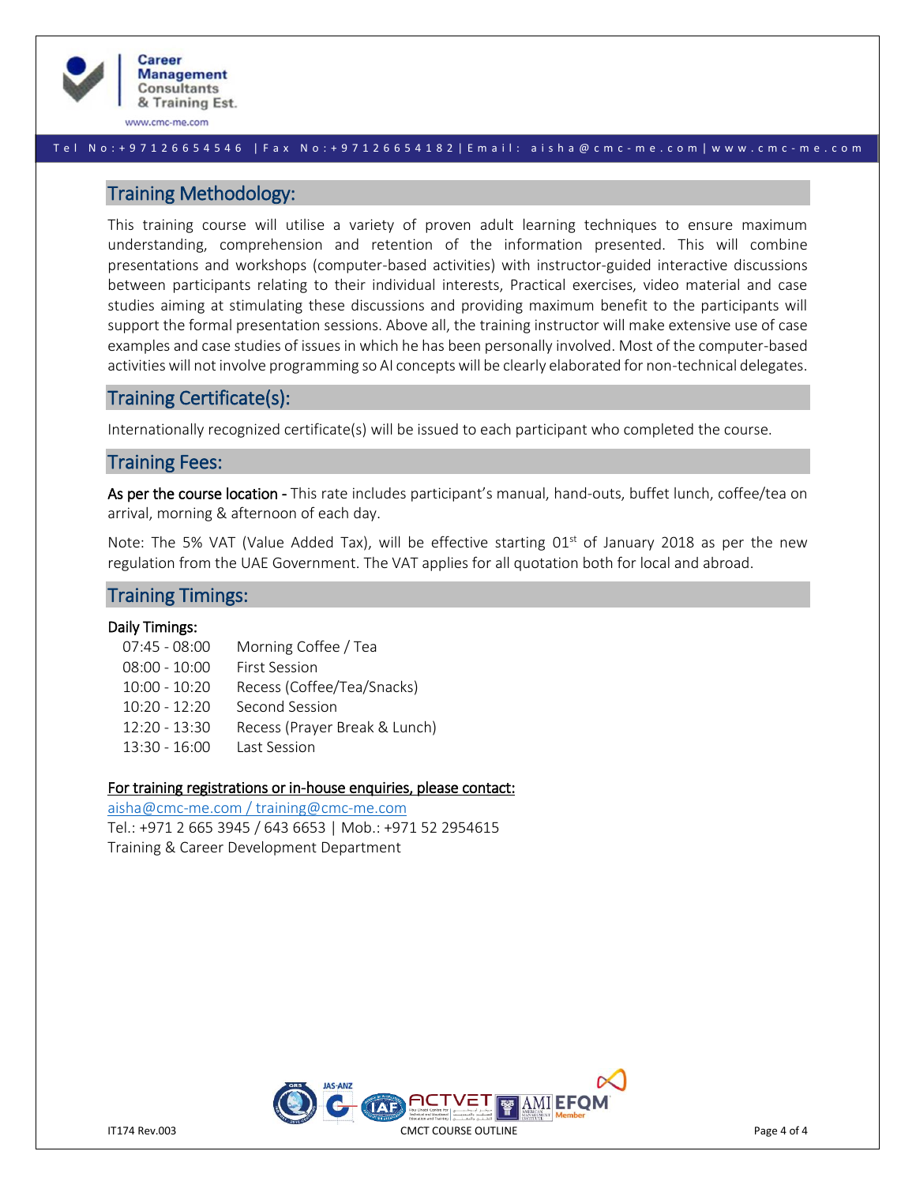## Training Methodology:

This training course will utilise a variety of proven adult learning techniques to ensure maximum understanding, comprehension and retention of the information presented. This will combine presentations and workshops (computer-based activities) with instructor-guided interactive discussions between participants relating to their individual interests, Practical exercises, video material and case studies aiming at stimulating these discussions and providing maximum benefit to the participants will support the formal presentation sessions. Above all, the training instructor will make extensive use of case examples and case studies of issues in which he has been personally involved. Most of the computer-based activities will not involve programming so AI concepts will be clearly elaborated for non-technical delegates.

## Training Certificate(s):

Internationally recognized certificate(s) will be issued to each participant who completed the course.

## Training Fees:

**As per the course location -** This rate includes participant's manual, hand-outs, buffet lunch, coffee/tea on arrival, morning & afternoon of each day.

Note: The 5% VAT (Value Added Tax), will be effective starting 01st of January 2018 as per the new regulation from the UAE Government. The VAT applies for all quotation both for local and abroad.

## Training Timings:

**Daily Timings:**

| | |
|---|---|
| 07:45 - 08:00 | Morning Coffee / Tea |
| 08:00 - 10:00 | First Session |
| 10:00 - 10:20 | Recess (Coffee/Tea/Snacks) |
| 10:20 - 12:20 | Second Session |
| 12:20 - 13:30 | Recess (Prayer Break & Lunch) |
| 13:30 - 16:00 | Last Session |

**For training registrations or in-house enquiries, please contact:**

aisha@cmc-me.com / training@cmc-me.com
Tel.: +971 2 665 3945 / 643 6653 | Mob.: +971 52 2954615
Training & Career Development Department